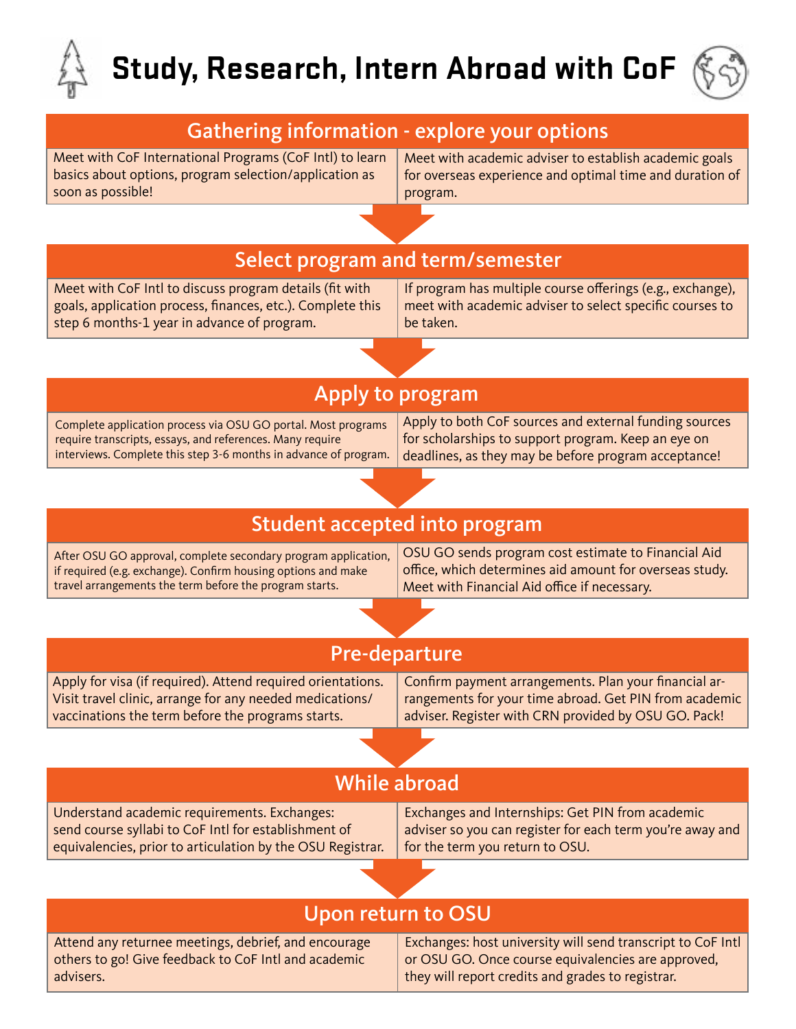# Study, Research, Intern Abroad with CoF

## Gathering information - explore your options

Meet with CoF International Programs (CoF Intl) to learn basics about options, program selection/application as soon as possible!

Meet with academic adviser to establish academic goals for overseas experience and optimal time and duration of program.

## Select program and term/semester

Meet with CoF Intl to discuss program details (fit with goals, application process, finances, etc.). Complete this step 6 months-1 year in advance of program.

If program has multiple course offerings (e.g., exchange), meet with academic adviser to select specific courses to be taken.

## Apply to program

Complete application process via OSU GO portal. Most programs require transcripts, essays, and references. Many require interviews. Complete this step 3-6 months in advance of program.

Apply to both CoF sources and external funding sources for scholarships to support program. Keep an eye on deadlines, as they may be before program acceptance!

## Student accepted into program

After OSU GO approval, complete secondary program application, if required (e.g. exchange). Confirm housing options and make travel arrangements the term before the program starts.

OSU GO sends program cost estimate to Financial Aid office, which determines aid amount for overseas study. Meet with Financial Aid office if necessary.

## Pre-departure

Apply for visa (if required). Attend required orientations. Visit travel clinic, arrange for any needed medications/ vaccinations the term before the programs starts.

Confirm payment arrangements. Plan your financial arrangements for your time abroad. Get PIN from academic adviser. Register with CRN provided by OSU GO. Pack!

## While abroad

Understand academic requirements. Exchanges: send course syllabi to CoF Intl for establishment of equivalencies, prior to articulation by the OSU Registrar.

Exchanges and Internships: Get PIN from academic adviser so you can register for each term you're away and for the term you return to OSU.

## Upon return to OSU

Attend any returnee meetings, debrief, and encourage others to go! Give feedback to CoF Intl and academic advisers.

Exchanges: host university will send transcript to CoF Intl or OSU GO. Once course equivalencies are approved, they will report credits and grades to registrar.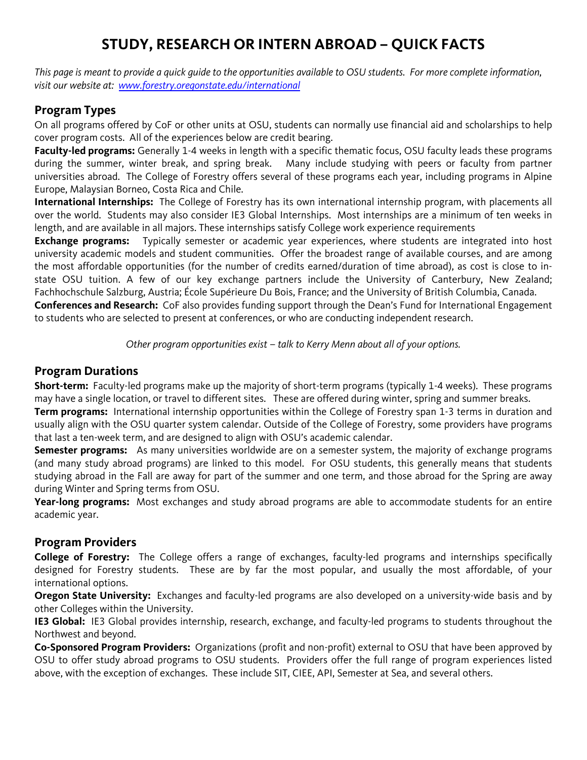# STUDY, RESEARCH OR INTERN ABROAD – QUICK FACTS

*This page is meant to provide a quick guide to the opportunities available to OSU students. For more complete information, visit our website at: [www.forestry.oregonstate.edu/international](www.forestry.oregonstate.edu/international)*

## Program Types

On all programs offered by CoF or other units at OSU, students can normally use financial aid and scholarships to help cover program costs. All of the experiences below are credit bearing.

**Faculty-led programs:** Generally 1-4 weeks in length with a specific thematic focus, OSU faculty leads these programs during the summer, winter break, and spring break. Many include studying with peers or faculty from partner universities abroad. The College of Forestry offers several of these programs each year, including programs in Alpine Europe, Malaysian Borneo, Costa Rica and Chile.

**International Internships:** The College of Forestry has its own international internship program, with placements all over the world. Students may also consider IE3 Global Internships. Most internships are a minimum of ten weeks in length, and are available in all majors. These internships satisfy College work experience requirements

**Exchange programs:** Typically semester or academic year experiences, where students are integrated into host university academic models and student communities. Offer the broadest range of available courses, and are among the most affordable opportunities (for the number of credits earned/duration of time abroad), as cost is close to in-state OSU tuition. A few of our key exchange partners include the University of Canterbury, New Zealand; Fachhochschule Salzburg, Austria; École Supérieure Du Bois, France; and the University of British Columbia, Canada.

**Conferences and Research:** CoF also provides funding support through the Dean's Fund for International Engagement to students who are selected to present at conferences, or who are conducting independent research.

*Other program opportunities exist – talk to Kerry Menn about all of your options.*

## Program Durations

**Short-term:** Faculty-led programs make up the majority of short-term programs (typically 1-4 weeks). These programs may have a single location, or travel to different sites. These are offered during winter, spring and summer breaks.

**Term programs:** International internship opportunities within the College of Forestry span 1-3 terms in duration and usually align with the OSU quarter system calendar. Outside of the College of Forestry, some providers have programs that last a ten-week term, and are designed to align with OSU's academic calendar.

**Semester programs:** As many universities worldwide are on a semester system, the majority of exchange programs (and many study abroad programs) are linked to this model. For OSU students, this generally means that students studying abroad in the Fall are away for part of the summer and one term, and those abroad for the Spring are away during Winter and Spring terms from OSU.

**Year-long programs:** Most exchanges and study abroad programs are able to accommodate students for an entire academic year.

## Program Providers

**College of Forestry:** The College offers a range of exchanges, faculty-led programs and internships specifically designed for Forestry students. These are by far the most popular, and usually the most affordable, of your international options.

**Oregon State University:** Exchanges and faculty-led programs are also developed on a university-wide basis and by other Colleges within the University.

**IE3 Global:** IE3 Global provides internship, research, exchange, and faculty-led programs to students throughout the Northwest and beyond.

**Co-Sponsored Program Providers:** Organizations (profit and non-profit) external to OSU that have been approved by OSU to offer study abroad programs to OSU students. Providers offer the full range of program experiences listed above, with the exception of exchanges. These include SIT, CIEE, API, Semester at Sea, and several others.